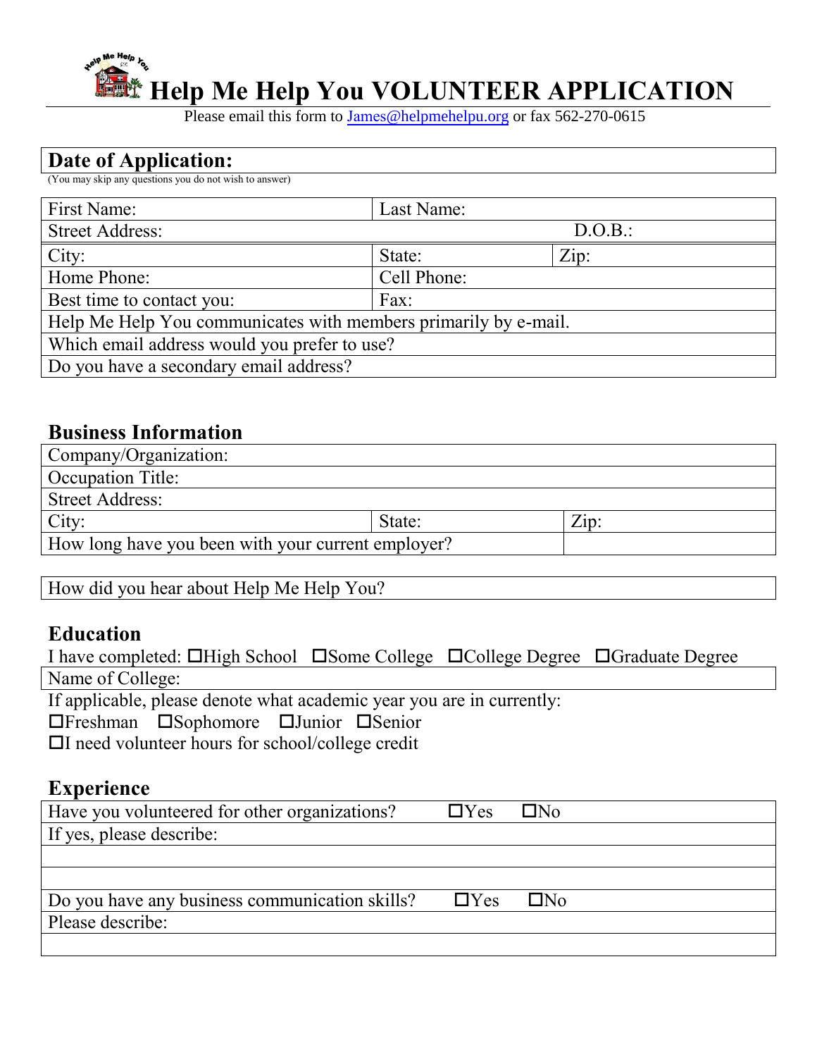# Help Me Help You VOLUNTEER APPLICATION

Please email this form to James@helpmehelpu.org or fax 562-270-0615

| **Date of Application:** |
|---|

(You may skip any questions you do not wish to answer)

| First Name: | Last Name: | |
|---|---|---|
| Street Address: | | D.O.B.: |
| City: | State: | Zip: |
| Home Phone: | Cell Phone: | |
| Best time to contact you: | Fax: | |
| Help Me Help You communicates with members primarily by e-mail. | | |
| Which email address would you prefer to use? | | |
| Do you have a secondary email address? | | |

## Business Information

| Company/Organization: | | |
|---|---|---|
| Occupation Title: | | |
| Street Address: | | |
| City: | State: | Zip: |
| How long have you been with your current employer? | | |

| How did you hear about Help Me Help You? |
|---|

## Education

I have completed: ☐High School ☐Some College ☐College Degree ☐Graduate Degree

| Name of College: |
|---|

If applicable, please denote what academic year you are in currently:

☐Freshman ☐Sophomore ☐Junior ☐Senior

☐I need volunteer hours for school/college credit

## Experience

| Have you volunteered for other organizations? ☐Yes ☐No |
|---|
| If yes, please describe: |
| |
| |
| Do you have any business communication skills? ☐Yes ☐No |
| Please describe: |
| |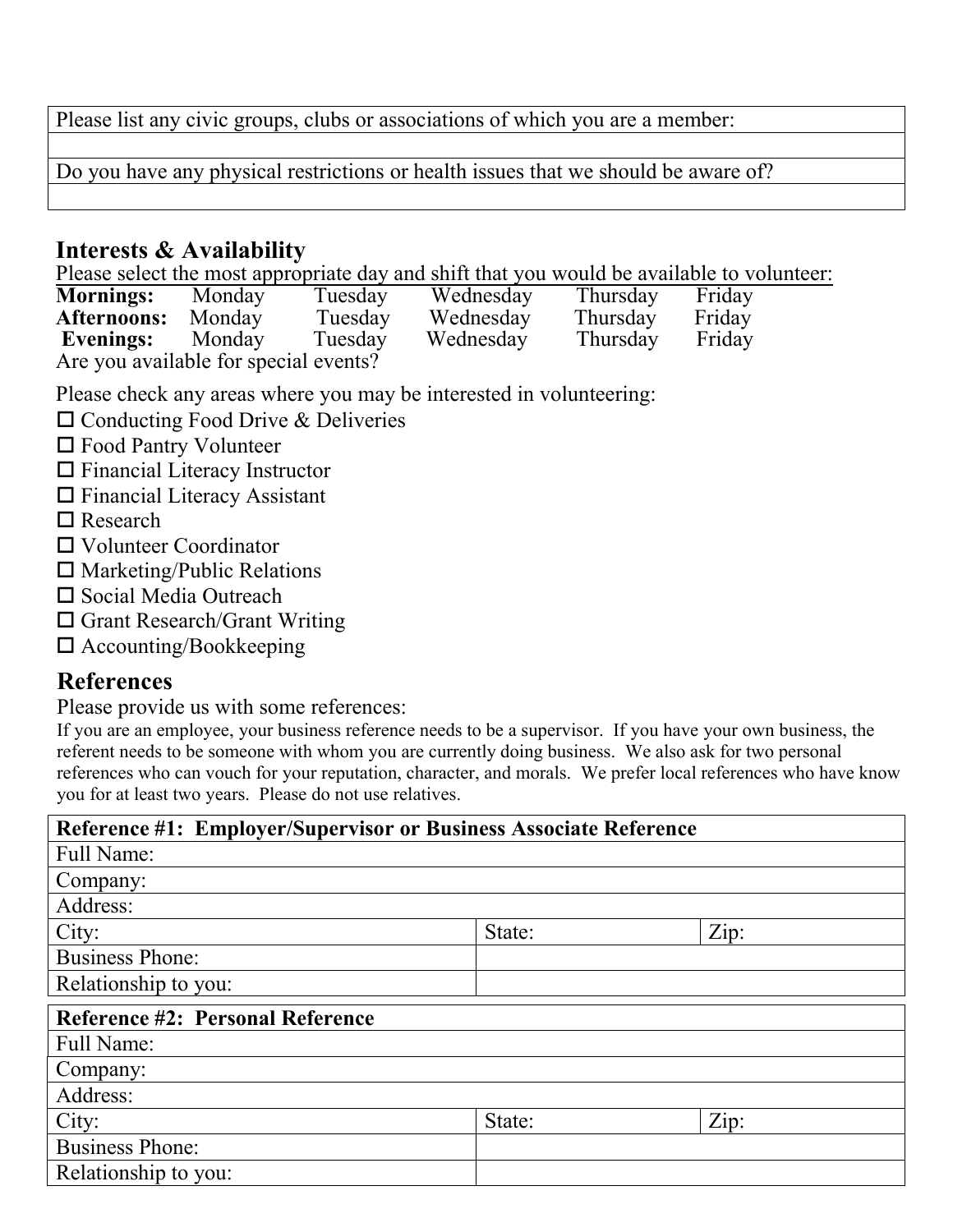| Please list any civic groups, clubs or associations of which you are a member: |
| --- |
| |
| Do you have any physical restrictions or health issues that we should be aware of? |
| |

## Interests & Availability

Please select the most appropriate day and shift that you would be available to volunteer:

| | | | | | |
| --- | --- | --- | --- | --- | --- |
| **Mornings:** | Monday | Tuesday | Wednesday | Thursday | Friday |
| **Afternoons:** | Monday | Tuesday | Wednesday | Thursday | Friday |
| **Evenings:** | Monday | Tuesday | Wednesday | Thursday | Friday |

Are you available for special events?

Please check any areas where you may be interested in volunteering:

- ☐ Conducting Food Drive & Deliveries
- ☐ Food Pantry Volunteer
- ☐ Financial Literacy Instructor
- ☐ Financial Literacy Assistant
- ☐ Research
- ☐ Volunteer Coordinator
- ☐ Marketing/Public Relations
- ☐ Social Media Outreach
- ☐ Grant Research/Grant Writing
- ☐ Accounting/Bookkeeping

## References

Please provide us with some references:

If you are an employee, your business reference needs to be a supervisor. If you have your own business, the referent needs to be someone with whom you are currently doing business. We also ask for two personal references who can vouch for your reputation, character, and morals. We prefer local references who have know you for at least two years. Please do not use relatives.

| **Reference #1: Employer/Supervisor or Business Associate Reference** | | |
| --- | --- | --- |
| Full Name: | | |
| Company: | | |
| Address: | | |
| City: | State: | Zip: |
| Business Phone: | | |
| Relationship to you: | | |

| **Reference #2: Personal Reference** | | |
| --- | --- | --- |
| Full Name: | | |
| Company: | | |
| Address: | | |
| City: | State: | Zip: |
| Business Phone: | | |
| Relationship to you: | | |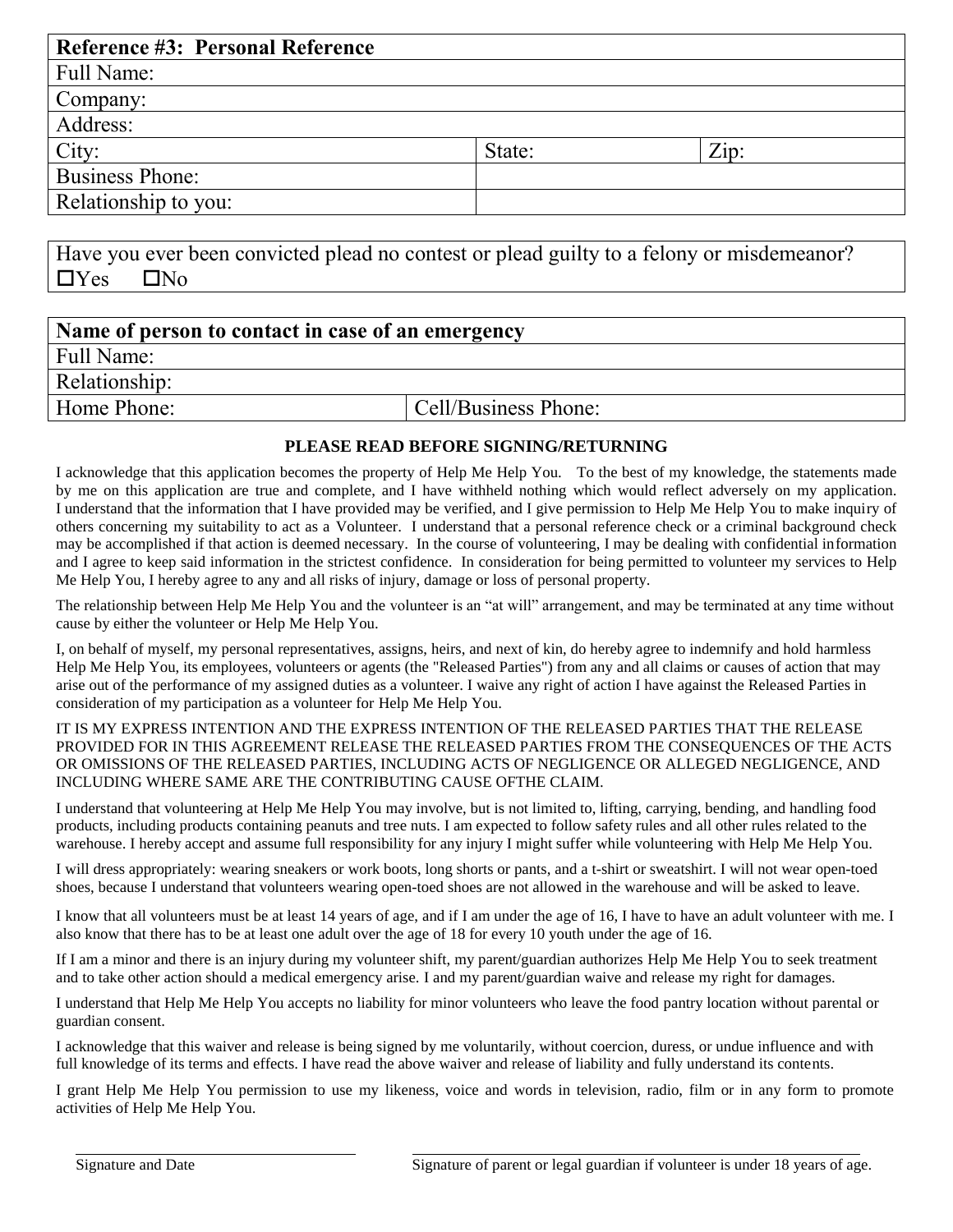| Reference #3: Personal Reference | | |
|---|---|---|
| Full Name: | | |
| Company: | | |
| Address: | | |
| City: | State: | Zip: |
| Business Phone: | | |
| Relationship to you: | | |

Have you ever been convicted plead no contest or plead guilty to a felony or misdemeanor?
☐Yes ☐No

| Name of person to contact in case of an emergency | |
|---|---|
| Full Name: | |
| Relationship: | |
| Home Phone: | Cell/Business Phone: |

**PLEASE READ BEFORE SIGNING/RETURNING**

I acknowledge that this application becomes the property of Help Me Help You. To the best of my knowledge, the statements made by me on this application are true and complete, and I have withheld nothing which would reflect adversely on my application. I understand that the information that I have provided may be verified, and I give permission to Help Me Help You to make inquiry of others concerning my suitability to act as a Volunteer. I understand that a personal reference check or a criminal background check may be accomplished if that action is deemed necessary. In the course of volunteering, I may be dealing with confidential information and I agree to keep said information in the strictest confidence. In consideration for being permitted to volunteer my services to Help Me Help You, I hereby agree to any and all risks of injury, damage or loss of personal property.

The relationship between Help Me Help You and the volunteer is an "at will" arrangement, and may be terminated at any time without cause by either the volunteer or Help Me Help You.

I, on behalf of myself, my personal representatives, assigns, heirs, and next of kin, do hereby agree to indemnify and hold harmless Help Me Help You, its employees, volunteers or agents (the "Released Parties") from any and all claims or causes of action that may arise out of the performance of my assigned duties as a volunteer. I waive any right of action I have against the Released Parties in consideration of my participation as a volunteer for Help Me Help You.

IT IS MY EXPRESS INTENTION AND THE EXPRESS INTENTION OF THE RELEASED PARTIES THAT THE RELEASE PROVIDED FOR IN THIS AGREEMENT RELEASE THE RELEASED PARTIES FROM THE CONSEQUENCES OF THE ACTS OR OMISSIONS OF THE RELEASED PARTIES, INCLUDING ACTS OF NEGLIGENCE OR ALLEGED NEGLIGENCE, AND INCLUDING WHERE SAME ARE THE CONTRIBUTING CAUSE OFTHE CLAIM.

I understand that volunteering at Help Me Help You may involve, but is not limited to, lifting, carrying, bending, and handling food products, including products containing peanuts and tree nuts. I am expected to follow safety rules and all other rules related to the warehouse. I hereby accept and assume full responsibility for any injury I might suffer while volunteering with Help Me Help You.

I will dress appropriately: wearing sneakers or work boots, long shorts or pants, and a t-shirt or sweatshirt. I will not wear open-toed shoes, because I understand that volunteers wearing open-toed shoes are not allowed in the warehouse and will be asked to leave.

I know that all volunteers must be at least 14 years of age, and if I am under the age of 16, I have to have an adult volunteer with me. I also know that there has to be at least one adult over the age of 18 for every 10 youth under the age of 16.

If I am a minor and there is an injury during my volunteer shift, my parent/guardian authorizes Help Me Help You to seek treatment and to take other action should a medical emergency arise. I and my parent/guardian waive and release my right for damages.

I understand that Help Me Help You accepts no liability for minor volunteers who leave the food pantry location without parental or guardian consent.

I acknowledge that this waiver and release is being signed by me voluntarily, without coercion, duress, or undue influence and with full knowledge of its terms and effects. I have read the above waiver and release of liability and fully understand its contents.

I grant Help Me Help You permission to use my likeness, voice and words in television, radio, film or in any form to promote activities of Help Me Help You.

______________________________ Signature and Date

______________________________ Signature of parent or legal guardian if volunteer is under 18 years of age.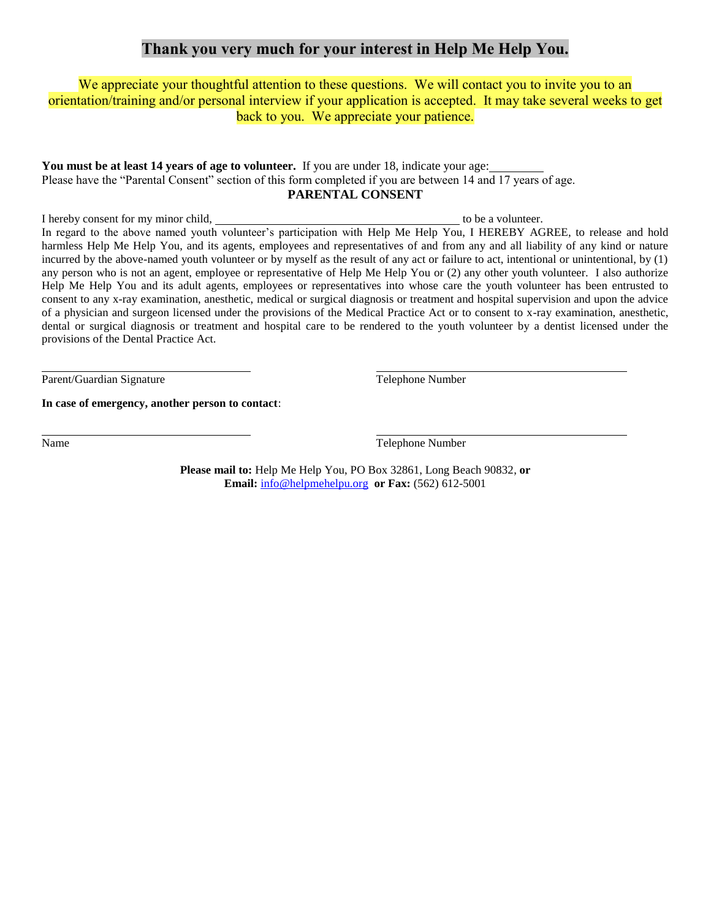## Thank you very much for your interest in Help Me Help You.

We appreciate your thoughtful attention to these questions. We will contact you to invite you to an orientation/training and/or personal interview if your application is accepted. It may take several weeks to get back to you. We appreciate your patience.

**You must be at least 14 years of age to volunteer.** If you are under 18, indicate your age:_________
Please have the "Parental Consent" section of this form completed if you are between 14 and 17 years of age.

**PARENTAL CONSENT**

I hereby consent for my minor child, ________________________________________ to be a volunteer.
In regard to the above named youth volunteer's participation with Help Me Help You, I HEREBY AGREE, to release and hold harmless Help Me Help You, and its agents, employees and representatives of and from any and all liability of any kind or nature incurred by the above-named youth volunteer or by myself as the result of any act or failure to act, intentional or unintentional, by (1) any person who is not an agent, employee or representative of Help Me Help You or (2) any other youth volunteer. I also authorize Help Me Help You and its adult agents, employees or representatives into whose care the youth volunteer has been entrusted to consent to any x-ray examination, anesthetic, medical or surgical diagnosis or treatment and hospital supervision and upon the advice of a physician and surgeon licensed under the provisions of the Medical Practice Act or to consent to x-ray examination, anesthetic, dental or surgical diagnosis or treatment and hospital care to be rendered to the youth volunteer by a dentist licensed under the provisions of the Dental Practice Act.

___________________________________ ___________________________________
Parent/Guardian Signature Telephone Number

**In case of emergency, another person to contact**:

___________________________________ ___________________________________
Name Telephone Number

**Please mail to:** Help Me Help You, PO Box 32861, Long Beach 90832, **or**
**Email:** info@helpmehelpu.org **or Fax:** (562) 612-5001